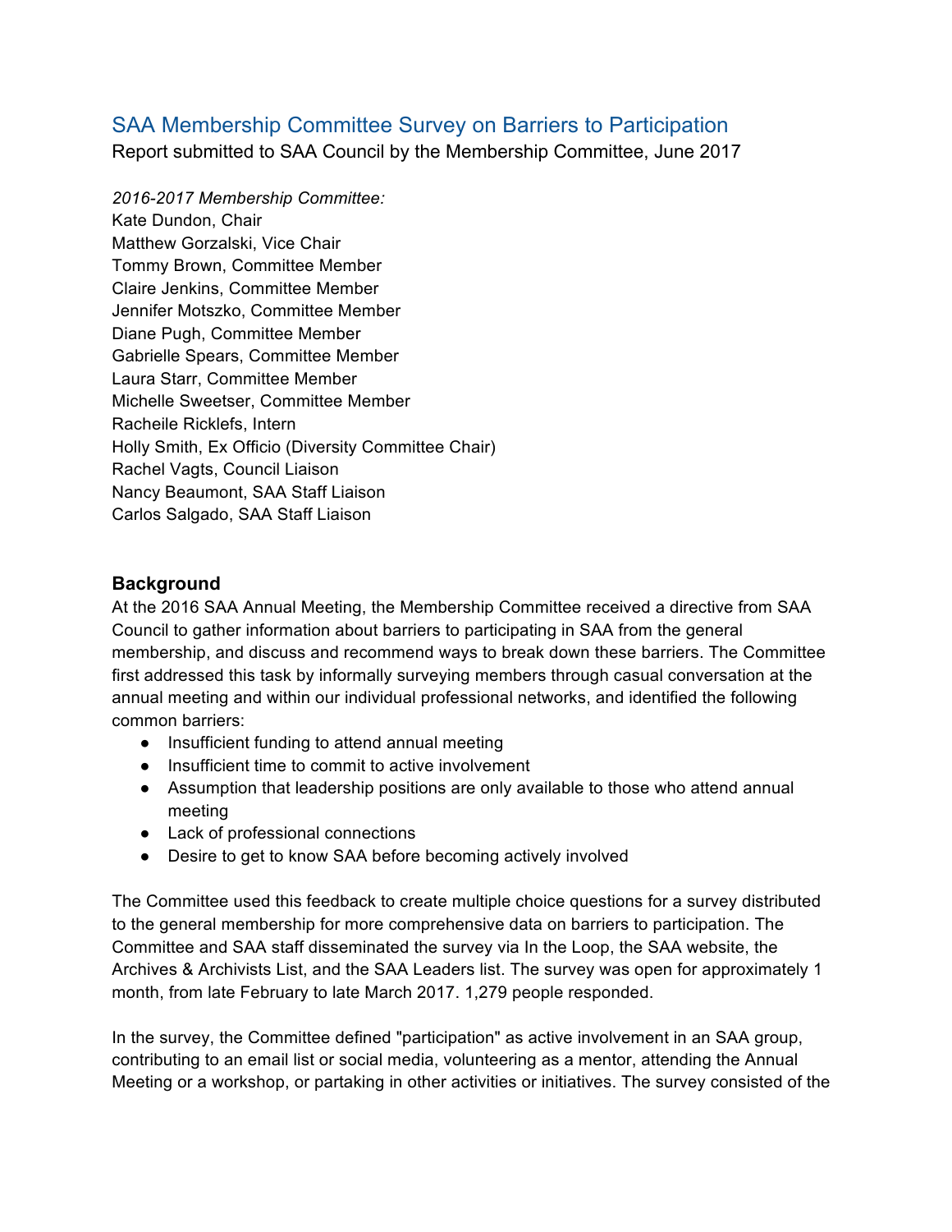# SAA Membership Committee Survey on Barriers to Participation

Report submitted to SAA Council by the Membership Committee, June 2017

*2016-2017 Membership Committee:*
Kate Dundon, Chair
Matthew Gorzalski, Vice Chair
Tommy Brown, Committee Member
Claire Jenkins, Committee Member
Jennifer Motszko, Committee Member
Diane Pugh, Committee Member
Gabrielle Spears, Committee Member
Laura Starr, Committee Member
Michelle Sweetser, Committee Member
Racheile Ricklefs, Intern
Holly Smith, Ex Officio (Diversity Committee Chair)
Rachel Vagts, Council Liaison
Nancy Beaumont, SAA Staff Liaison
Carlos Salgado, SAA Staff Liaison

## Background

At the 2016 SAA Annual Meeting, the Membership Committee received a directive from SAA Council to gather information about barriers to participating in SAA from the general membership, and discuss and recommend ways to break down these barriers. The Committee first addressed this task by informally surveying members through casual conversation at the annual meeting and within our individual professional networks, and identified the following common barriers:

- Insufficient funding to attend annual meeting
- Insufficient time to commit to active involvement
- Assumption that leadership positions are only available to those who attend annual meeting
- Lack of professional connections
- Desire to get to know SAA before becoming actively involved

The Committee used this feedback to create multiple choice questions for a survey distributed to the general membership for more comprehensive data on barriers to participation. The Committee and SAA staff disseminated the survey via In the Loop, the SAA website, the Archives & Archivists List, and the SAA Leaders list. The survey was open for approximately 1 month, from late February to late March 2017. 1,279 people responded.

In the survey, the Committee defined "participation" as active involvement in an SAA group, contributing to an email list or social media, volunteering as a mentor, attending the Annual Meeting or a workshop, or partaking in other activities or initiatives. The survey consisted of the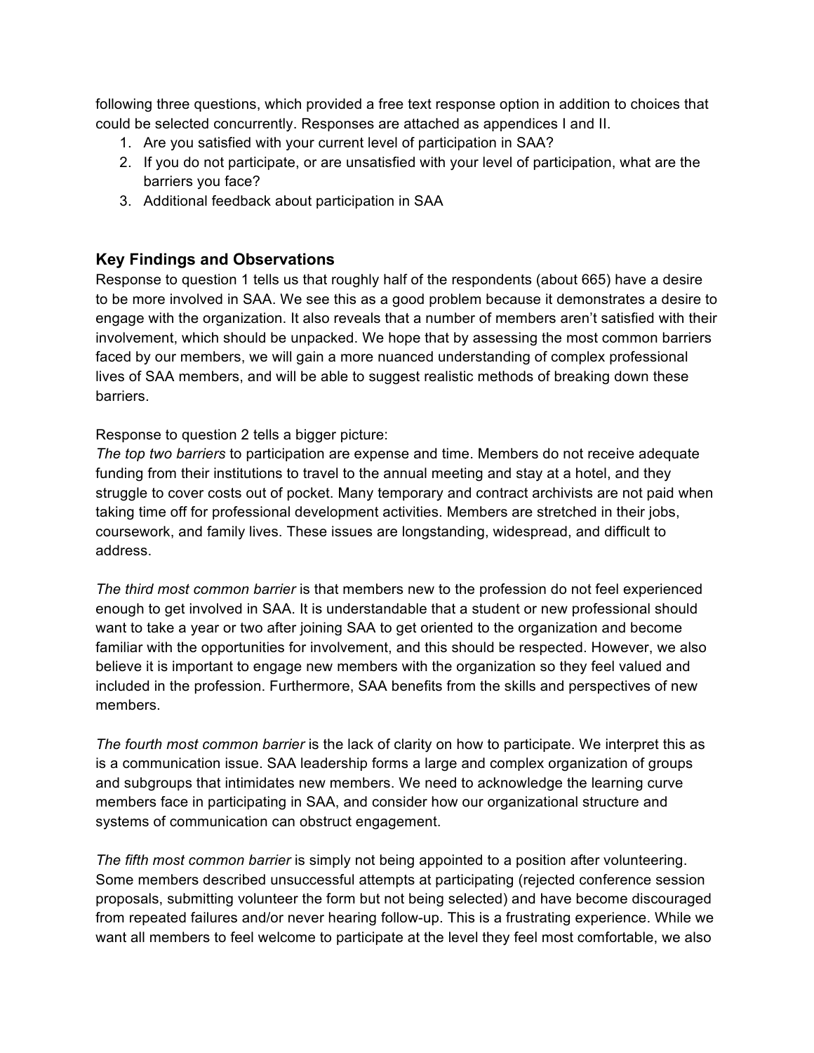following three questions, which provided a free text response option in addition to choices that could be selected concurrently. Responses are attached as appendices I and II.

1. Are you satisfied with your current level of participation in SAA?
2. If you do not participate, or are unsatisfied with your level of participation, what are the barriers you face?
3. Additional feedback about participation in SAA

## Key Findings and Observations

Response to question 1 tells us that roughly half of the respondents (about 665) have a desire to be more involved in SAA. We see this as a good problem because it demonstrates a desire to engage with the organization. It also reveals that a number of members aren't satisfied with their involvement, which should be unpacked. We hope that by assessing the most common barriers faced by our members, we will gain a more nuanced understanding of complex professional lives of SAA members, and will be able to suggest realistic methods of breaking down these barriers.

Response to question 2 tells a bigger picture:

*The top two barriers* to participation are expense and time. Members do not receive adequate funding from their institutions to travel to the annual meeting and stay at a hotel, and they struggle to cover costs out of pocket. Many temporary and contract archivists are not paid when taking time off for professional development activities. Members are stretched in their jobs, coursework, and family lives. These issues are longstanding, widespread, and difficult to address.

*The third most common barrier* is that members new to the profession do not feel experienced enough to get involved in SAA. It is understandable that a student or new professional should want to take a year or two after joining SAA to get oriented to the organization and become familiar with the opportunities for involvement, and this should be respected. However, we also believe it is important to engage new members with the organization so they feel valued and included in the profession. Furthermore, SAA benefits from the skills and perspectives of new members.

*The fourth most common barrier* is the lack of clarity on how to participate. We interpret this as is a communication issue. SAA leadership forms a large and complex organization of groups and subgroups that intimidates new members. We need to acknowledge the learning curve members face in participating in SAA, and consider how our organizational structure and systems of communication can obstruct engagement.

*The fifth most common barrier* is simply not being appointed to a position after volunteering. Some members described unsuccessful attempts at participating (rejected conference session proposals, submitting volunteer the form but not being selected) and have become discouraged from repeated failures and/or never hearing follow-up. This is a frustrating experience. While we want all members to feel welcome to participate at the level they feel most comfortable, we also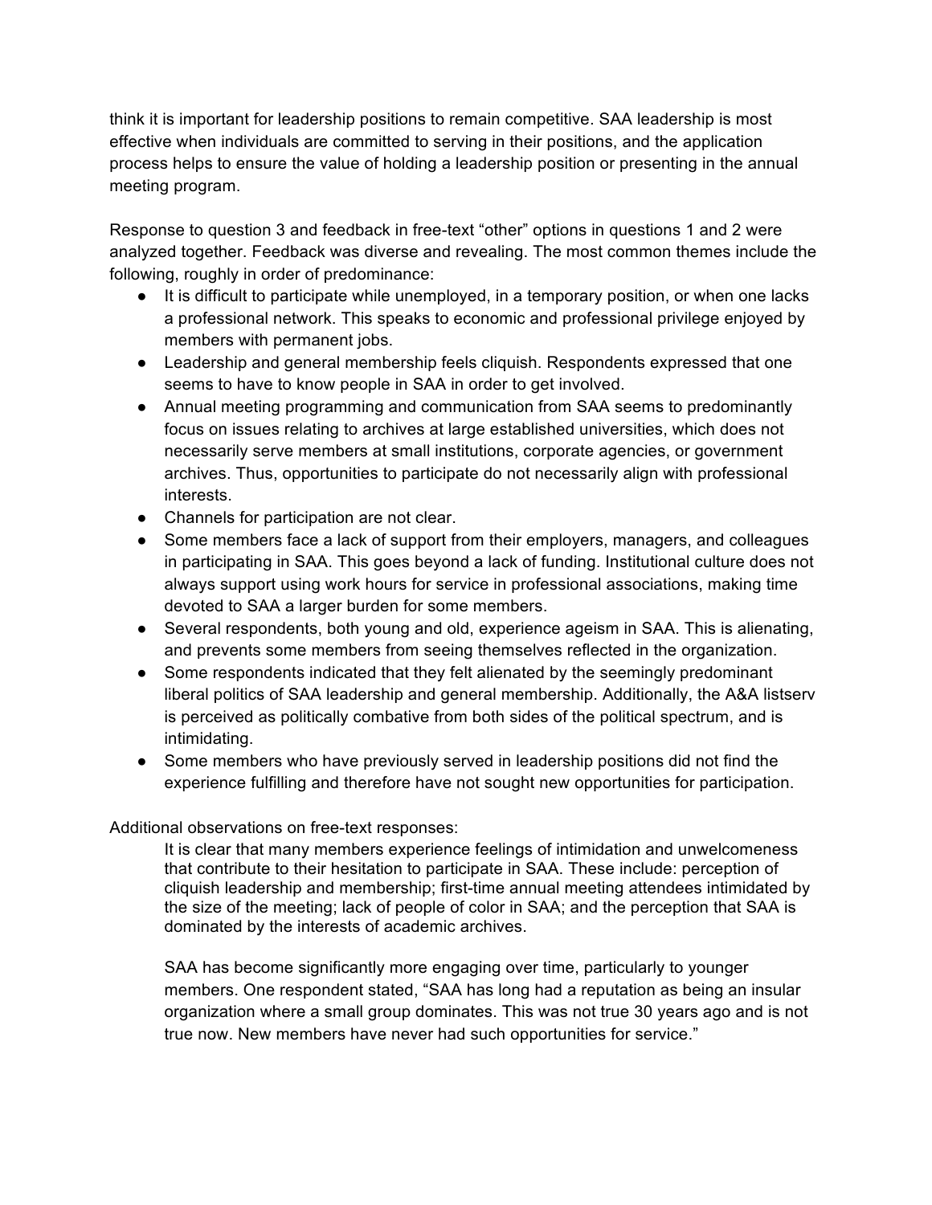think it is important for leadership positions to remain competitive. SAA leadership is most effective when individuals are committed to serving in their positions, and the application process helps to ensure the value of holding a leadership position or presenting in the annual meeting program.

Response to question 3 and feedback in free-text "other" options in questions 1 and 2 were analyzed together. Feedback was diverse and revealing. The most common themes include the following, roughly in order of predominance:

- It is difficult to participate while unemployed, in a temporary position, or when one lacks a professional network. This speaks to economic and professional privilege enjoyed by members with permanent jobs.
- Leadership and general membership feels cliquish. Respondents expressed that one seems to have to know people in SAA in order to get involved.
- Annual meeting programming and communication from SAA seems to predominantly focus on issues relating to archives at large established universities, which does not necessarily serve members at small institutions, corporate agencies, or government archives. Thus, opportunities to participate do not necessarily align with professional interests.
- Channels for participation are not clear.
- Some members face a lack of support from their employers, managers, and colleagues in participating in SAA. This goes beyond a lack of funding. Institutional culture does not always support using work hours for service in professional associations, making time devoted to SAA a larger burden for some members.
- Several respondents, both young and old, experience ageism in SAA. This is alienating, and prevents some members from seeing themselves reflected in the organization.
- Some respondents indicated that they felt alienated by the seemingly predominant liberal politics of SAA leadership and general membership. Additionally, the A&A listserv is perceived as politically combative from both sides of the political spectrum, and is intimidating.
- Some members who have previously served in leadership positions did not find the experience fulfilling and therefore have not sought new opportunities for participation.

Additional observations on free-text responses:

> It is clear that many members experience feelings of intimidation and unwelcomeness that contribute to their hesitation to participate in SAA. These include: perception of cliquish leadership and membership; first-time annual meeting attendees intimidated by the size of the meeting; lack of people of color in SAA; and the perception that SAA is dominated by the interests of academic archives.
>
> SAA has become significantly more engaging over time, particularly to younger members. One respondent stated, "SAA has long had a reputation as being an insular organization where a small group dominates. This was not true 30 years ago and is not true now. New members have never had such opportunities for service."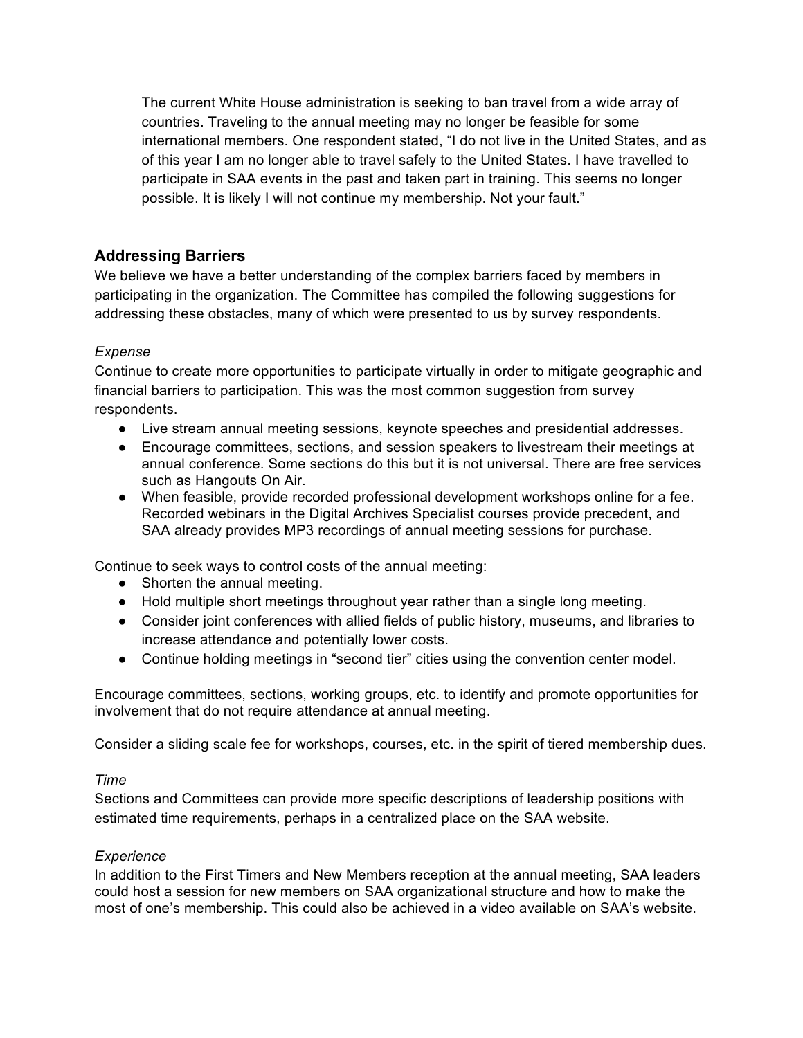The current White House administration is seeking to ban travel from a wide array of countries. Traveling to the annual meeting may no longer be feasible for some international members. One respondent stated, "I do not live in the United States, and as of this year I am no longer able to travel safely to the United States. I have travelled to participate in SAA events in the past and taken part in training. This seems no longer possible. It is likely I will not continue my membership. Not your fault."

## Addressing Barriers

We believe we have a better understanding of the complex barriers faced by members in participating in the organization. The Committee has compiled the following suggestions for addressing these obstacles, many of which were presented to us by survey respondents.

*Expense*

Continue to create more opportunities to participate virtually in order to mitigate geographic and financial barriers to participation. This was the most common suggestion from survey respondents.

- Live stream annual meeting sessions, keynote speeches and presidential addresses.
- Encourage committees, sections, and session speakers to livestream their meetings at annual conference. Some sections do this but it is not universal. There are free services such as Hangouts On Air.
- When feasible, provide recorded professional development workshops online for a fee. Recorded webinars in the Digital Archives Specialist courses provide precedent, and SAA already provides MP3 recordings of annual meeting sessions for purchase.

Continue to seek ways to control costs of the annual meeting:

- Shorten the annual meeting.
- Hold multiple short meetings throughout year rather than a single long meeting.
- Consider joint conferences with allied fields of public history, museums, and libraries to increase attendance and potentially lower costs.
- Continue holding meetings in "second tier" cities using the convention center model.

Encourage committees, sections, working groups, etc. to identify and promote opportunities for involvement that do not require attendance at annual meeting.

Consider a sliding scale fee for workshops, courses, etc. in the spirit of tiered membership dues.

*Time*

Sections and Committees can provide more specific descriptions of leadership positions with estimated time requirements, perhaps in a centralized place on the SAA website.

*Experience*

In addition to the First Timers and New Members reception at the annual meeting, SAA leaders could host a session for new members on SAA organizational structure and how to make the most of one's membership. This could also be achieved in a video available on SAA's website.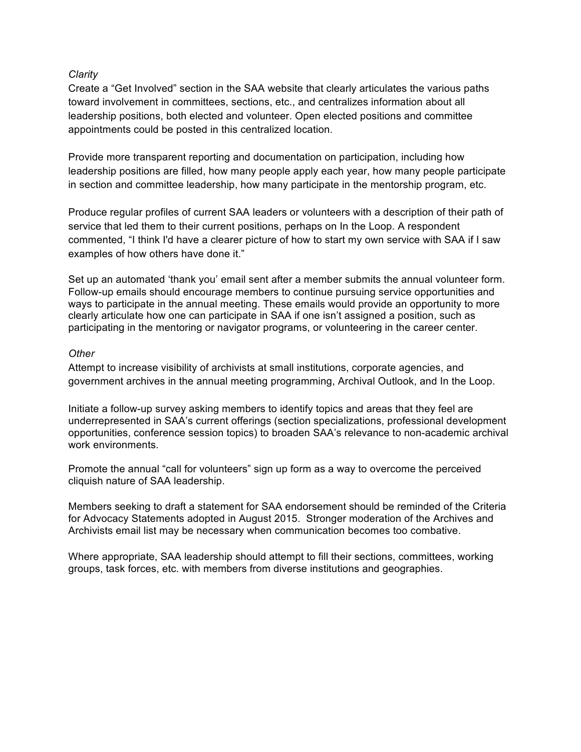*Clarity*

Create a "Get Involved" section in the SAA website that clearly articulates the various paths toward involvement in committees, sections, etc., and centralizes information about all leadership positions, both elected and volunteer. Open elected positions and committee appointments could be posted in this centralized location.

Provide more transparent reporting and documentation on participation, including how leadership positions are filled, how many people apply each year, how many people participate in section and committee leadership, how many participate in the mentorship program, etc.

Produce regular profiles of current SAA leaders or volunteers with a description of their path of service that led them to their current positions, perhaps on In the Loop. A respondent commented, "I think I'd have a clearer picture of how to start my own service with SAA if I saw examples of how others have done it."

Set up an automated 'thank you' email sent after a member submits the annual volunteer form. Follow-up emails should encourage members to continue pursuing service opportunities and ways to participate in the annual meeting. These emails would provide an opportunity to more clearly articulate how one can participate in SAA if one isn't assigned a position, such as participating in the mentoring or navigator programs, or volunteering in the career center.

*Other*

Attempt to increase visibility of archivists at small institutions, corporate agencies, and government archives in the annual meeting programming, Archival Outlook, and In the Loop.

Initiate a follow-up survey asking members to identify topics and areas that they feel are underrepresented in SAA's current offerings (section specializations, professional development opportunities, conference session topics) to broaden SAA's relevance to non-academic archival work environments.

Promote the annual "call for volunteers" sign up form as a way to overcome the perceived cliquish nature of SAA leadership.

Members seeking to draft a statement for SAA endorsement should be reminded of the Criteria for Advocacy Statements adopted in August 2015. Stronger moderation of the Archives and Archivists email list may be necessary when communication becomes too combative.

Where appropriate, SAA leadership should attempt to fill their sections, committees, working groups, task forces, etc. with members from diverse institutions and geographies.